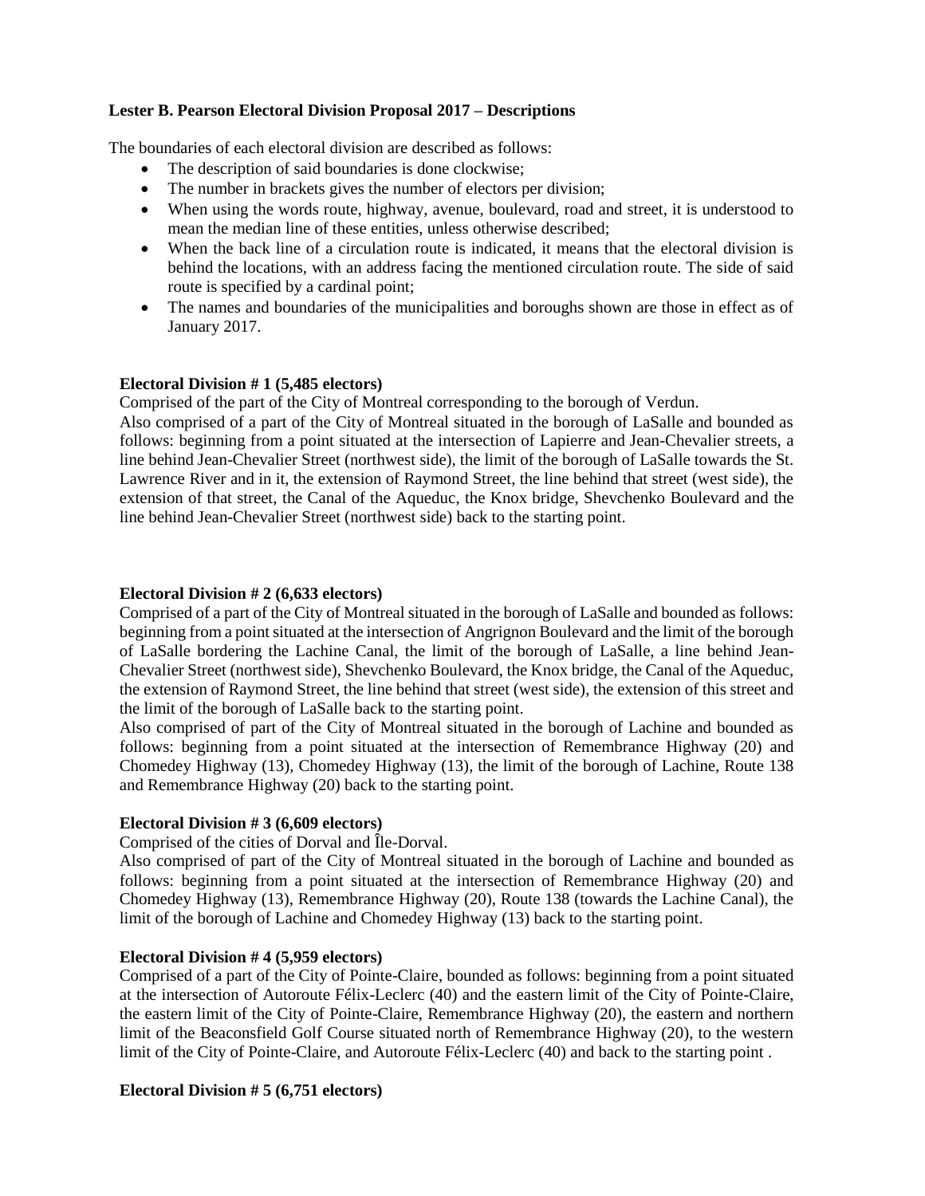**Lester B. Pearson Electoral Division Proposal 2017 – Descriptions**

The boundaries of each electoral division are described as follows:

- The description of said boundaries is done clockwise;
- The number in brackets gives the number of electors per division;
- When using the words route, highway, avenue, boulevard, road and street, it is understood to mean the median line of these entities, unless otherwise described;
- When the back line of a circulation route is indicated, it means that the electoral division is behind the locations, with an address facing the mentioned circulation route. The side of said route is specified by a cardinal point;
- The names and boundaries of the municipalities and boroughs shown are those in effect as of January 2017.

**Electoral Division # 1 (5,485 electors)**

Comprised of the part of the City of Montreal corresponding to the borough of Verdun.
Also comprised of a part of the City of Montreal situated in the borough of LaSalle and bounded as follows: beginning from a point situated at the intersection of Lapierre and Jean-Chevalier streets, a line behind Jean-Chevalier Street (northwest side), the limit of the borough of LaSalle towards the St. Lawrence River and in it, the extension of Raymond Street, the line behind that street (west side), the extension of that street, the Canal of the Aqueduc, the Knox bridge, Shevchenko Boulevard and the line behind Jean-Chevalier Street (northwest side) back to the starting point.

**Electoral Division # 2 (6,633 electors)**

Comprised of a part of the City of Montreal situated in the borough of LaSalle and bounded as follows: beginning from a point situated at the intersection of Angrignon Boulevard and the limit of the borough of LaSalle bordering the Lachine Canal, the limit of the borough of LaSalle, a line behind Jean-Chevalier Street (northwest side), Shevchenko Boulevard, the Knox bridge, the Canal of the Aqueduc, the extension of Raymond Street, the line behind that street (west side), the extension of this street and the limit of the borough of LaSalle back to the starting point.
Also comprised of part of the City of Montreal situated in the borough of Lachine and bounded as follows: beginning from a point situated at the intersection of Remembrance Highway (20) and Chomedey Highway (13), Chomedey Highway (13), the limit of the borough of Lachine, Route 138 and Remembrance Highway (20) back to the starting point.

**Electoral Division # 3 (6,609 electors)**

Comprised of the cities of Dorval and Île-Dorval.
Also comprised of part of the City of Montreal situated in the borough of Lachine and bounded as follows: beginning from a point situated at the intersection of Remembrance Highway (20) and Chomedey Highway (13), Remembrance Highway (20), Route 138 (towards the Lachine Canal), the limit of the borough of Lachine and Chomedey Highway (13) back to the starting point.

**Electoral Division # 4 (5,959 electors)**

Comprised of a part of the City of Pointe-Claire, bounded as follows: beginning from a point situated at the intersection of Autoroute Félix-Leclerc (40) and the eastern limit of the City of Pointe-Claire, the eastern limit of the City of Pointe-Claire, Remembrance Highway (20), the eastern and northern limit of the Beaconsfield Golf Course situated north of Remembrance Highway (20), to the western limit of the City of Pointe-Claire, and Autoroute Félix-Leclerc (40) and back to the starting point .

**Electoral Division # 5 (6,751 electors)**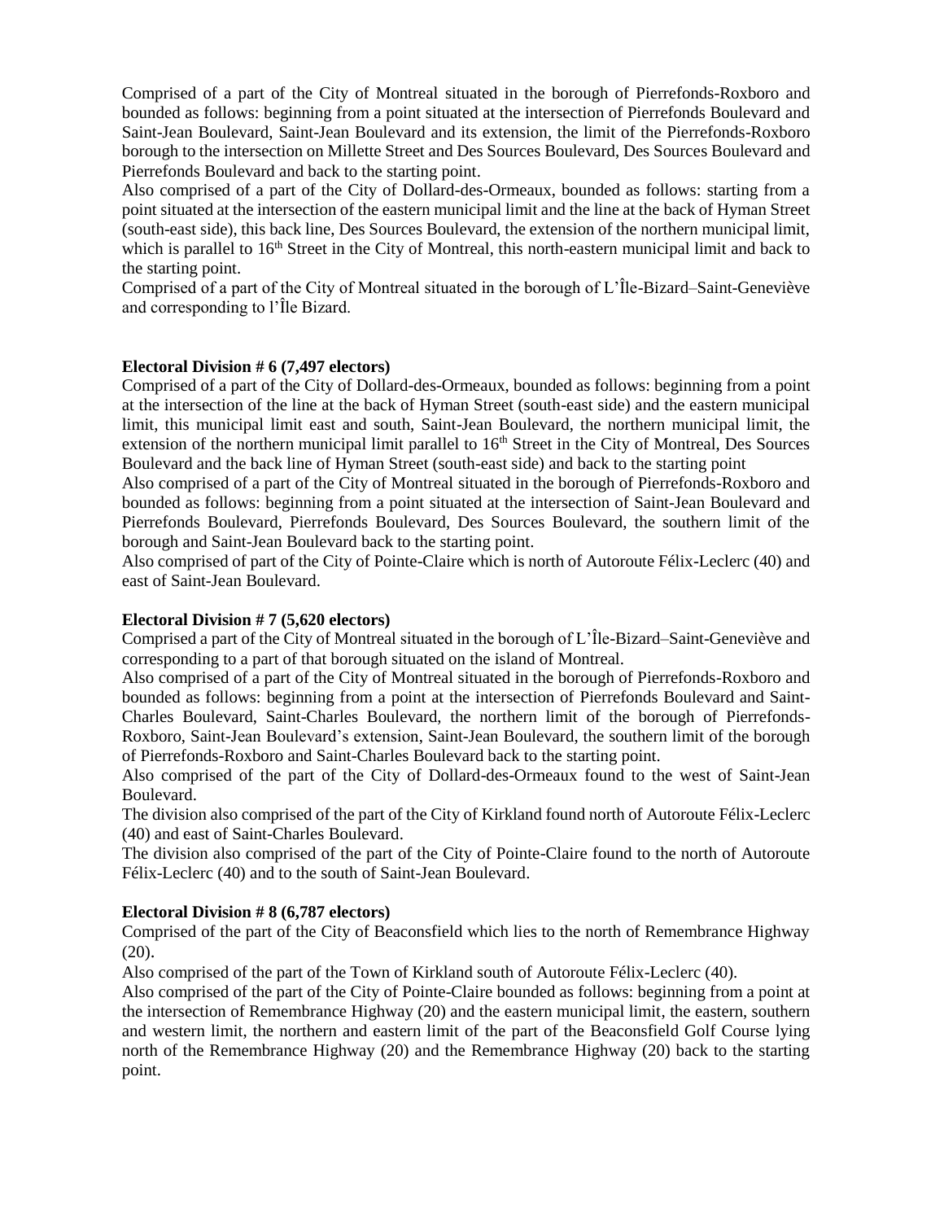Comprised of a part of the City of Montreal situated in the borough of Pierrefonds-Roxboro and bounded as follows: beginning from a point situated at the intersection of Pierrefonds Boulevard and Saint-Jean Boulevard, Saint-Jean Boulevard and its extension, the limit of the Pierrefonds-Roxboro borough to the intersection on Millette Street and Des Sources Boulevard, Des Sources Boulevard and Pierrefonds Boulevard and back to the starting point.

Also comprised of a part of the City of Dollard-des-Ormeaux, bounded as follows: starting from a point situated at the intersection of the eastern municipal limit and the line at the back of Hyman Street (south-east side), this back line, Des Sources Boulevard, the extension of the northern municipal limit, which is parallel to 16th Street in the City of Montreal, this north-eastern municipal limit and back to the starting point.

Comprised of a part of the City of Montreal situated in the borough of L'Île-Bizard–Saint-Geneviève and corresponding to l'Île Bizard.

**Electoral Division # 6 (7,497 electors)**

Comprised of a part of the City of Dollard-des-Ormeaux, bounded as follows: beginning from a point at the intersection of the line at the back of Hyman Street (south-east side) and the eastern municipal limit, this municipal limit east and south, Saint-Jean Boulevard, the northern municipal limit, the extension of the northern municipal limit parallel to 16th Street in the City of Montreal, Des Sources Boulevard and the back line of Hyman Street (south-east side) and back to the starting point

Also comprised of a part of the City of Montreal situated in the borough of Pierrefonds-Roxboro and bounded as follows: beginning from a point situated at the intersection of Saint-Jean Boulevard and Pierrefonds Boulevard, Pierrefonds Boulevard, Des Sources Boulevard, the southern limit of the borough and Saint-Jean Boulevard back to the starting point.

Also comprised of part of the City of Pointe-Claire which is north of Autoroute Félix-Leclerc (40) and east of Saint-Jean Boulevard.

**Electoral Division # 7 (5,620 electors)**

Comprised a part of the City of Montreal situated in the borough of L'Île-Bizard–Saint-Geneviève and corresponding to a part of that borough situated on the island of Montreal.

Also comprised of a part of the City of Montreal situated in the borough of Pierrefonds-Roxboro and bounded as follows: beginning from a point at the intersection of Pierrefonds Boulevard and Saint-Charles Boulevard, Saint-Charles Boulevard, the northern limit of the borough of Pierrefonds-Roxboro, Saint-Jean Boulevard's extension, Saint-Jean Boulevard, the southern limit of the borough of Pierrefonds-Roxboro and Saint-Charles Boulevard back to the starting point.

Also comprised of the part of the City of Dollard-des-Ormeaux found to the west of Saint-Jean Boulevard.

The division also comprised of the part of the City of Kirkland found north of Autoroute Félix-Leclerc (40) and east of Saint-Charles Boulevard.

The division also comprised of the part of the City of Pointe-Claire found to the north of Autoroute Félix-Leclerc (40) and to the south of Saint-Jean Boulevard.

**Electoral Division # 8 (6,787 electors)**

Comprised of the part of the City of Beaconsfield which lies to the north of Remembrance Highway (20).

Also comprised of the part of the Town of Kirkland south of Autoroute Félix-Leclerc (40).

Also comprised of the part of the City of Pointe-Claire bounded as follows: beginning from a point at the intersection of Remembrance Highway (20) and the eastern municipal limit, the eastern, southern and western limit, the northern and eastern limit of the part of the Beaconsfield Golf Course lying north of the Remembrance Highway (20) and the Remembrance Highway (20) back to the starting point.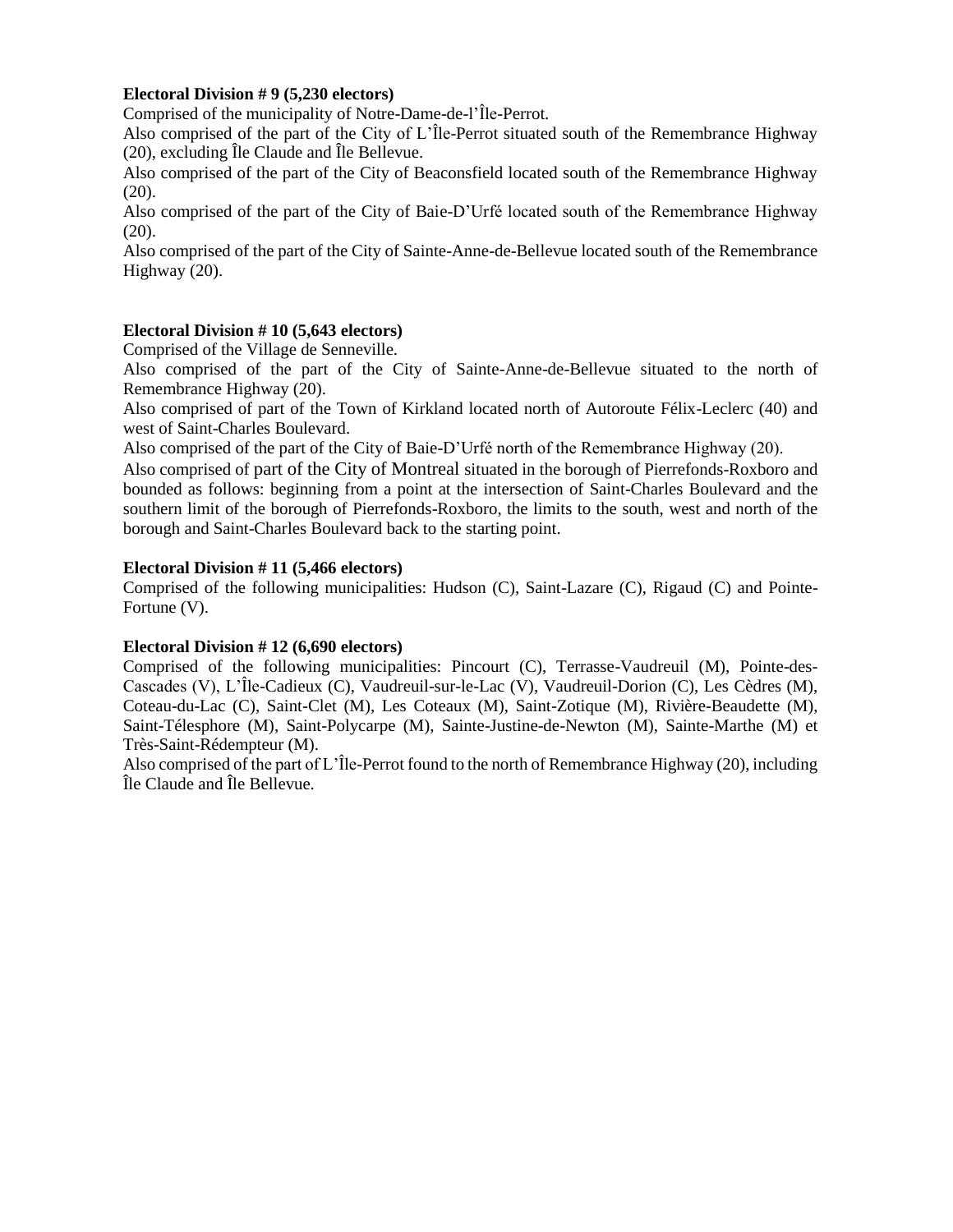**Electoral Division # 9 (5,230 electors)**

Comprised of the municipality of Notre-Dame-de-l'Île-Perrot.

Also comprised of the part of the City of L'Île-Perrot situated south of the Remembrance Highway (20), excluding Île Claude and Île Bellevue.

Also comprised of the part of the City of Beaconsfield located south of the Remembrance Highway (20).

Also comprised of the part of the City of Baie-D'Urfé located south of the Remembrance Highway (20).

Also comprised of the part of the City of Sainte-Anne-de-Bellevue located south of the Remembrance Highway (20).

**Electoral Division # 10 (5,643 electors)**

Comprised of the Village de Senneville.

Also comprised of the part of the City of Sainte-Anne-de-Bellevue situated to the north of Remembrance Highway (20).

Also comprised of part of the Town of Kirkland located north of Autoroute Félix-Leclerc (40) and west of Saint-Charles Boulevard.

Also comprised of the part of the City of Baie-D'Urfé north of the Remembrance Highway (20).

Also comprised of part of the City of Montreal situated in the borough of Pierrefonds-Roxboro and bounded as follows: beginning from a point at the intersection of Saint-Charles Boulevard and the southern limit of the borough of Pierrefonds-Roxboro, the limits to the south, west and north of the borough and Saint-Charles Boulevard back to the starting point.

**Electoral Division # 11 (5,466 electors)**

Comprised of the following municipalities: Hudson (C), Saint-Lazare (C), Rigaud (C) and Pointe-Fortune (V).

**Electoral Division # 12 (6,690 electors)**

Comprised of the following municipalities: Pincourt (C), Terrasse-Vaudreuil (M), Pointe-des-Cascades (V), L'Île-Cadieux (C), Vaudreuil-sur-le-Lac (V), Vaudreuil-Dorion (C), Les Cèdres (M), Coteau-du-Lac (C), Saint-Clet (M), Les Coteaux (M), Saint-Zotique (M), Rivière-Beaudette (M), Saint-Télesphore (M), Saint-Polycarpe (M), Sainte-Justine-de-Newton (M), Sainte-Marthe (M) et Très-Saint-Rédempteur (M).

Also comprised of the part of L'Île-Perrot found to the north of Remembrance Highway (20), including Île Claude and Île Bellevue.